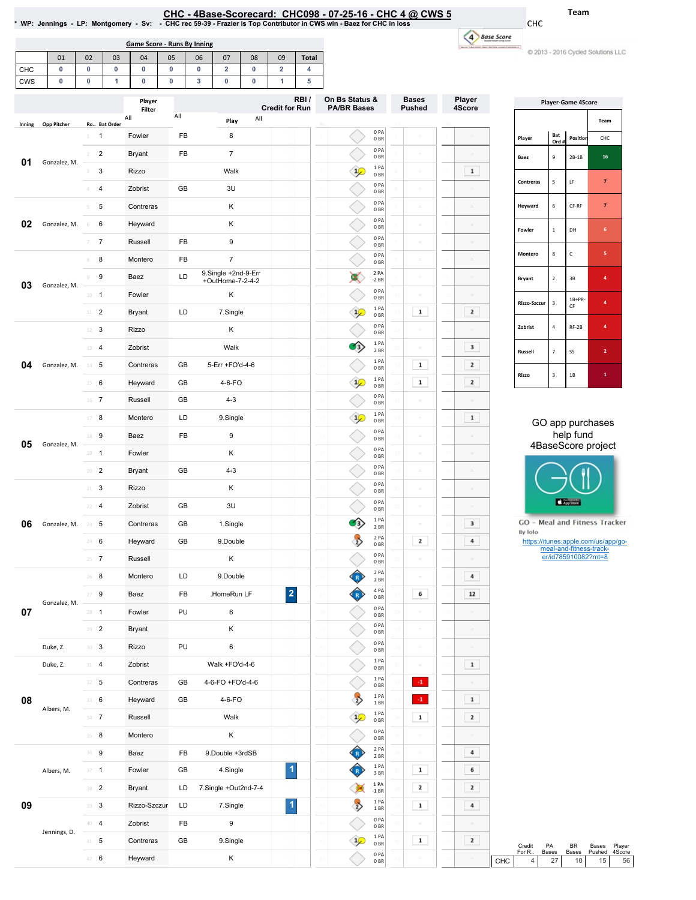# CHC - 4Base-Scorecard: CHC098 - 07-25-16 - CHC 4 @ CWS 5

\* WP: Jennings - LP: Montgomery - Sv: - CHC rec 59-39 - Frazier is Top Contributor in CWS win - Baez for CHC in loss

Team: CHC

© 2013 - 2016 Cycled Solutions LLC

## Game Score - Runs By Inning

| | 01 | 02 | 03 | 04 | 05 | 06 | 07 | 08 | 09 | Total |
|---|---|---|---|---|---|---|---|---|---|---|
| CHC | 0 | 0 | 0 | 0 | 0 | 0 | 2 | 0 | 2 | 4 |
| CWS | 0 | 0 | 1 | 0 | 0 | 3 | 0 | 0 | 1 | 5 |

## Play-by-Play

| Inning | Opp Pitcher | Ro.. | Bat Order | Player | | Play | RBI / Credit for Run | On Bs Status & PA/BR Bases | Bases Pushed | Player 4Score |
|---|---|---|---|---|---|---|---|---|---|---|
| 01 | Gonzalez, M. | 1 | 1 | Fowler | FB | 8 | | 0 PA 0 BR | | |
| | | 2 | 2 | Bryant | FB | 7 | | 0 PA 0 BR | | |
| | | 3 | 3 | Rizzo | | Walk | | 1 PA 0 BR | | 1 |
| | | 4 | 4 | Zobrist | GB | 3U | | 0 PA 0 BR | | |
| 02 | Gonzalez, M. | 5 | 5 | Contreras | | K | | 0 PA 0 BR | | |
| | | 6 | 6 | Heyward | | K | | 0 PA 0 BR | | |
| | | 7 | 7 | Russell | FB | 9 | | 0 PA 0 BR | | |
| 03 | Gonzalez, M. | 8 | 8 | Montero | FB | 7 | | 0 PA 0 BR | | |
| | | 9 | 9 | Baez | LD | 9.Single +2nd-9-Err +OutHome-7-2-4-2 | | 2 PA -2 BR | | |
| | | 10 | 1 | Fowler | | K | | 0 PA 0 BR | | |
| | | 11 | 2 | Bryant | LD | 7.Single | | 1 PA 0 BR | 1 | 2 |
| 04 | Gonzalez, M. | 12 | 3 | Rizzo | | K | | 0 PA 0 BR | | |
| | | 13 | 4 | Zobrist | | Walk | | 1 PA 2 BR | | 3 |
| | | 14 | 5 | Contreras | GB | 5-Err +FO'd-4-6 | | 1 PA 0 BR | 1 | 2 |
| | | 15 | 6 | Heyward | GB | 4-6-FO | | 1 PA 0 BR | 1 | 2 |
| | | 16 | 7 | Russell | GB | 4-3 | | 0 PA 0 BR | | |
| 05 | Gonzalez, M. | 17 | 8 | Montero | LD | 9.Single | | 1 PA 0 BR | | 1 |
| | | 18 | 9 | Baez | FB | 9 | | 0 PA 0 BR | | |
| | | 19 | 1 | Fowler | | K | | 0 PA 0 BR | | |
| | | 20 | 2 | Bryant | GB | 4-3 | | 0 PA 0 BR | | |
| 06 | Gonzalez, M. | 21 | 3 | Rizzo | | K | | 0 PA 0 BR | | |
| | | 22 | 4 | Zobrist | GB | 3U | | 0 PA 0 BR | | |
| | | 23 | 5 | Contreras | GB | 1.Single | | 1 PA 2 BR | | 3 |
| | | 24 | 6 | Heyward | GB | 9.Double | | 2 PA 0 BR | 2 | 4 |
| | | 25 | 7 | Russell | | K | | 0 PA 0 BR | | |
| 07 | Gonzalez, M. | 26 | 8 | Montero | LD | 9.Double | | 2 PA 2 BR | | 4 |
| | | 27 | 9 | Baez | FB | .HomeRun LF | 2 | 4 PA 0 BR | 6 | 12 |
| | | 28 | 1 | Fowler | PU | 6 | | 0 PA 0 BR | | |
| | | 29 | 2 | Bryant | | K | | 0 PA 0 BR | | |
| | Duke, Z. | 30 | 3 | Rizzo | PU | 6 | | 0 PA 0 BR | | |
| 08 | Duke, Z. | 31 | 4 | Zobrist | | Walk +FO'd-4-6 | | 1 PA 0 BR | | 1 |
| | Albers, M. | 32 | 5 | Contreras | GB | 4-6-FO +FO'd-4-6 | | 1 PA 0 BR | -1 | |
| | | 33 | 6 | Heyward | GB | 4-6-FO | | 1 PA 1 BR | -1 | 1 |
| | | 34 | 7 | Russell | | Walk | | 1 PA 0 BR | 1 | 2 |
| | | 35 | 8 | Montero | | K | | 0 PA 0 BR | | |
| 09 | Albers, M. | 36 | 9 | Baez | FB | 9.Double +3rdSB | | 2 PA 2 BR | | 4 |
| | | 37 | 1 | Fowler | GB | 4.Single | 1 | 1 PA 3 BR | 1 | 6 |
| | | 38 | 2 | Bryant | LD | 7.Single +Out2nd-7-4 | | 1 PA -1 BR | 2 | 2 |
| | | 39 | 3 | Rizzo-Szczur | LD | 7.Single | 1 | 1 PA 1 BR | 1 | 4 |
| | Jennings, D. | 40 | 4 | Zobrist | FB | 9 | | 0 PA 0 BR | | |
| | | 41 | 5 | Contreras | GB | 9.Single | | 1 PA 0 BR | 1 | 2 |
| | | 42 | 6 | Heyward | | K | | 0 PA 0 BR | | |

## Player-Game 4Score

| Player | Bat Ord # | Position | CHC |
|---|---|---|---|
| Baez | 9 | 2B-1B | 16 |
| Contreras | 5 | LF | 7 |
| Heyward | 6 | CF-RF | 7 |
| Fowler | 1 | DH | 6 |
| Montero | 8 | C | 5 |
| Bryant | 2 | 3B | 4 |
| Rizzo-Szczur | 3 | 1B+PR-CF | 4 |
| Zobrist | 4 | RF-2B | 4 |
| Russell | 7 | SS | 2 |
| Rizzo | 3 | 1B | 1 |

| | Credit For R.. | PA Bases | BR Bases | Bases Pushed | Player 4Score |
|---|---|---|---|---|---|
| CHC | 4 | 27 | 10 | 15 | 56 |

GO app purchases help fund 4BaseScore project

GO - Meal and Fitness Tracker
By Iolo
https://itunes.apple.com/us/app/go-meal-and-fitness-track-er/id785910082?mt=8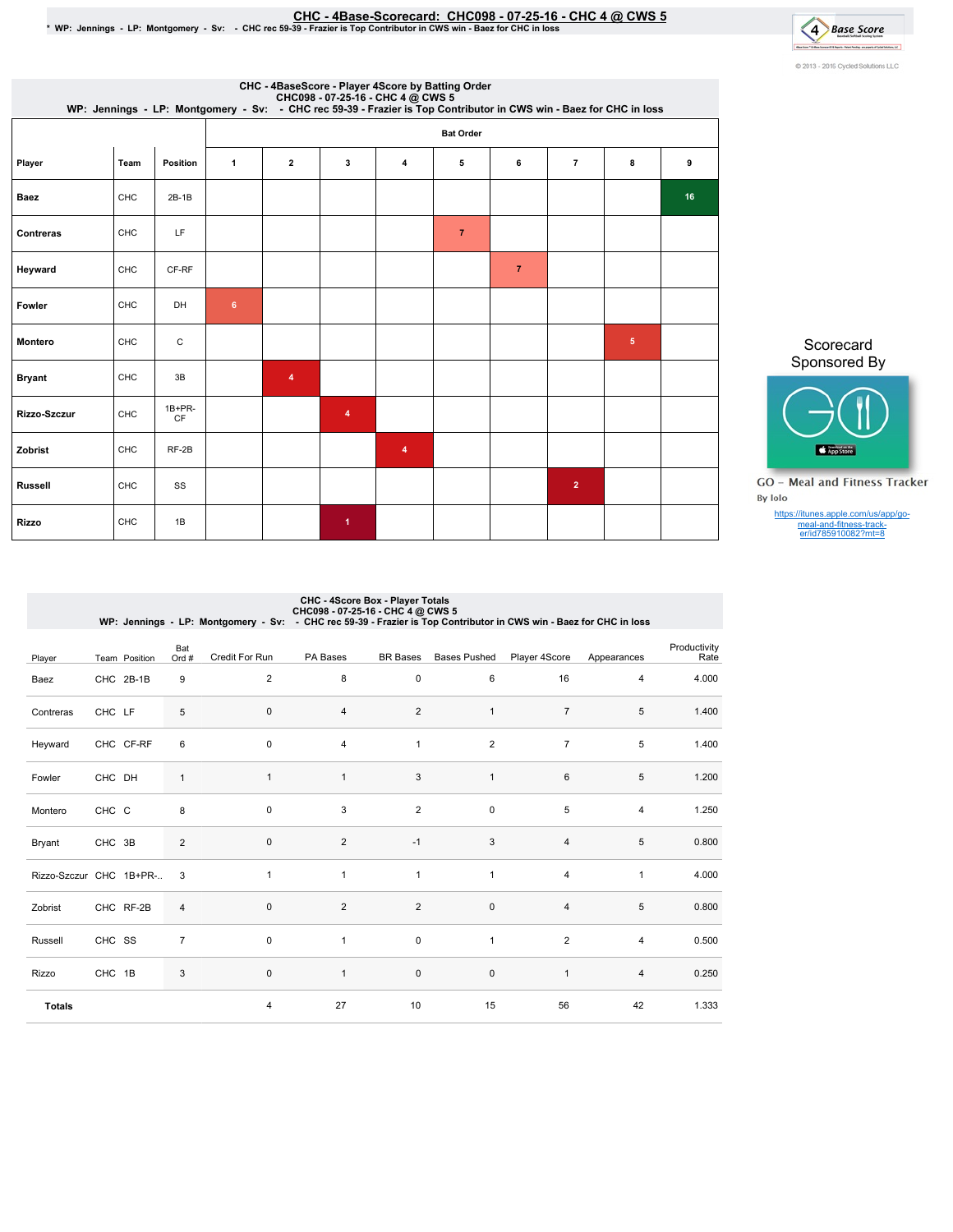# CHC - 4Base-Scorecard: CHC098 - 07-25-16 - CHC 4 @ CWS 5

\* WP: Jennings - LP: Montgomery - Sv: - CHC rec 59-39 - Frazier is Top Contributor in CWS win - Baez for CHC in loss

© 2013 - 2016 Cycled Solutions LLC

## CHC - 4BaseScore - Player 4Score by Batting Order
CHC098 - 07-25-16 - CHC 4 @ CWS 5
WP: Jennings - LP: Montgomery - Sv: - CHC rec 59-39 - Frazier is Top Contributor in CWS win - Baez for CHC in loss

| Player | Team | Position | Bat Order 1 | 2 | 3 | 4 | 5 | 6 | 7 | 8 | 9 |
|---|---|---|---|---|---|---|---|---|---|---|---|
| Baez | CHC | 2B-1B | | | | | | | | | 16 |
| Contreras | CHC | LF | | | | | 7 | | | | |
| Heyward | CHC | CF-RF | | | | | | 7 | | | |
| Fowler | CHC | DH | 6 | | | | | | | | |
| Montero | CHC | C | | | | | | | | 5 | |
| Bryant | CHC | 3B | | 4 | | | | | | | |
| Rizzo-Szczur | CHC | 1B+PR-CF | | | 4 | | | | | | |
| Zobrist | CHC | RF-2B | | | | 4 | | | | | |
| Russell | CHC | SS | | | | | | | 2 | | |
| Rizzo | CHC | 1B | | | 1 | | | | | | |

Scorecard Sponsored By

GO - Meal and Fitness Tracker
By Iolo
https://itunes.apple.com/us/app/go-meal-and-fitness-track-er/id785910082?mt=8

## CHC - 4Score Box - Player Totals
CHC098 - 07-25-16 - CHC 4 @ CWS 5
WP: Jennings - LP: Montgomery - Sv: - CHC rec 59-39 - Frazier is Top Contributor in CWS win - Baez for CHC in loss

| Player | Team | Position | Bat Ord # | Credit For Run | PA Bases | BR Bases | Bases Pushed | Player 4Score | Appearances | Productivity Rate |
|---|---|---|---|---|---|---|---|---|---|---|
| Baez | CHC | 2B-1B | 9 | 2 | 8 | 0 | 6 | 16 | 4 | 4.000 |
| Contreras | CHC | LF | 5 | 0 | 4 | 2 | 1 | 7 | 5 | 1.400 |
| Heyward | CHC | CF-RF | 6 | 0 | 4 | 1 | 2 | 7 | 5 | 1.400 |
| Fowler | CHC | DH | 1 | 1 | 1 | 3 | 1 | 6 | 5 | 1.200 |
| Montero | CHC | C | 8 | 0 | 3 | 2 | 0 | 5 | 4 | 1.250 |
| Bryant | CHC | 3B | 2 | 0 | 2 | -1 | 3 | 4 | 5 | 0.800 |
| Rizzo-Szczur | CHC | 1B+PR-.. | 3 | 1 | 1 | 1 | 1 | 4 | 1 | 4.000 |
| Zobrist | CHC | RF-2B | 4 | 0 | 2 | 2 | 0 | 4 | 5 | 0.800 |
| Russell | CHC | SS | 7 | 0 | 1 | 0 | 1 | 2 | 4 | 0.500 |
| Rizzo | CHC | 1B | 3 | 0 | 1 | 0 | 0 | 1 | 4 | 0.250 |
| **Totals** | | | | 4 | 27 | 10 | 15 | 56 | 42 | 1.333 |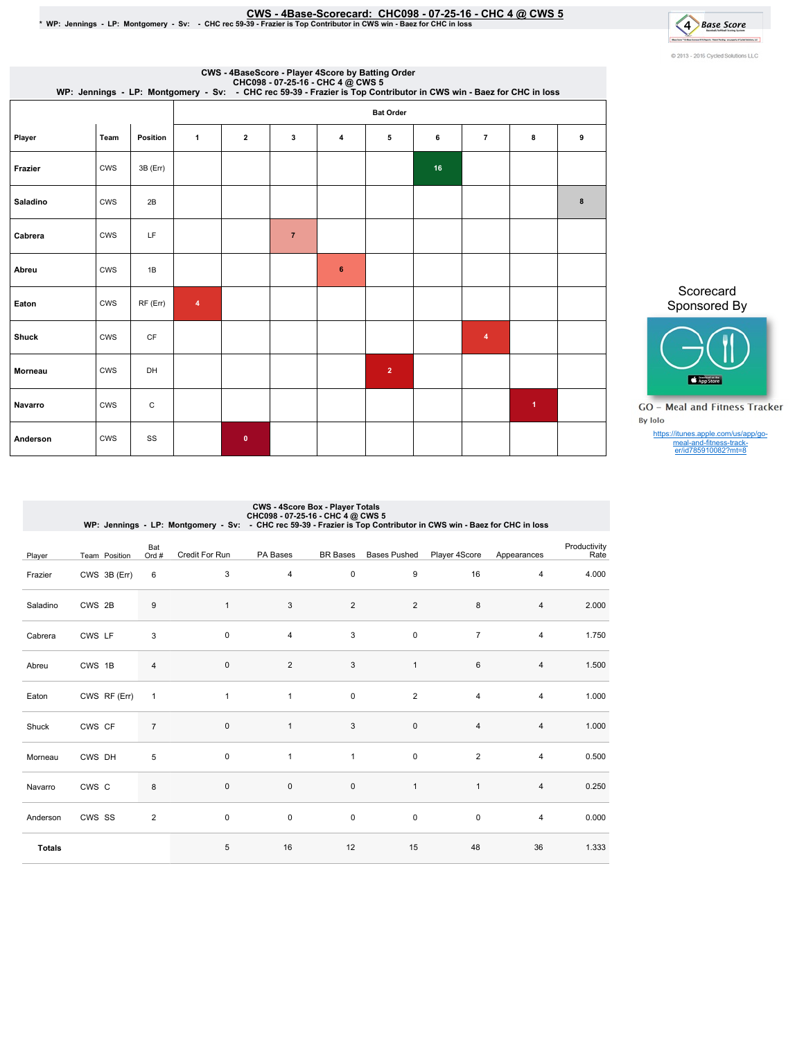# CWS - 4Base-Scorecard: CHC098 - 07-25-16 - CHC 4 @ CWS 5

* WP: Jennings - LP: Montgomery - Sv: - CHC rec 59-39 - Frazier is Top Contributor in CWS win - Baez for CHC in loss

© 2013 - 2016 Cycled Solutions LLC

## CWS - 4BaseScore - Player 4Score by Batting Order

CHC098 - 07-25-16 - CHC 4 @ CWS 5

WP: Jennings - LP: Montgomery - Sv: - CHC rec 59-39 - Frazier is Top Contributor in CWS win - Baez for CHC in loss

| Player | Team | Position | Bat Order 1 | 2 | 3 | 4 | 5 | 6 | 7 | 8 | 9 |
|---|---|---|---|---|---|---|---|---|---|---|---|
| Frazier | CWS | 3B (Err) | | | | | | 16 | | | |
| Saladino | CWS | 2B | | | | | | | | | 8 |
| Cabrera | CWS | LF | | | 7 | | | | | | |
| Abreu | CWS | 1B | | | | 6 | | | | | |
| Eaton | CWS | RF (Err) | 4 | | | | | | | | |
| Shuck | CWS | CF | | | | | | | 4 | | |
| Morneau | CWS | DH | | | | | 2 | | | | |
| Navarro | CWS | C | | | | | | | | 1 | |
| Anderson | CWS | SS | | 0 | | | | | | | |

Scorecard Sponsored By

GO - Meal and Fitness Tracker

By Iolo

https://itunes.apple.com/us/app/go-meal-and-fitness-track-er/id785910082?mt=8

## CWS - 4Score Box - Player Totals

CHC098 - 07-25-16 - CHC 4 @ CWS 5

WP: Jennings - LP: Montgomery - Sv: - CHC rec 59-39 - Frazier is Top Contributor in CWS win - Baez for CHC in loss

| Player | Team | Position | Bat Ord # | Credit For Run | PA Bases | BR Bases | Bases Pushed | Player 4Score | Appearances | Productivity Rate |
|---|---|---|---|---|---|---|---|---|---|---|
| Frazier | CWS | 3B (Err) | 6 | 3 | 4 | 0 | 9 | 16 | 4 | 4.000 |
| Saladino | CWS | 2B | 9 | 1 | 3 | 2 | 2 | 8 | 4 | 2.000 |
| Cabrera | CWS | LF | 3 | 0 | 4 | 3 | 0 | 7 | 4 | 1.750 |
| Abreu | CWS | 1B | 4 | 0 | 2 | 3 | 1 | 6 | 4 | 1.500 |
| Eaton | CWS | RF (Err) | 1 | 1 | 1 | 0 | 2 | 4 | 4 | 1.000 |
| Shuck | CWS | CF | 7 | 0 | 1 | 3 | 0 | 4 | 4 | 1.000 |
| Morneau | CWS | DH | 5 | 0 | 1 | 1 | 0 | 2 | 4 | 0.500 |
| Navarro | CWS | C | 8 | 0 | 0 | 0 | 1 | 1 | 4 | 0.250 |
| Anderson | CWS | SS | 2 | 0 | 0 | 0 | 0 | 0 | 4 | 0.000 |
| **Totals** | | | | 5 | 16 | 12 | 15 | 48 | 36 | 1.333 |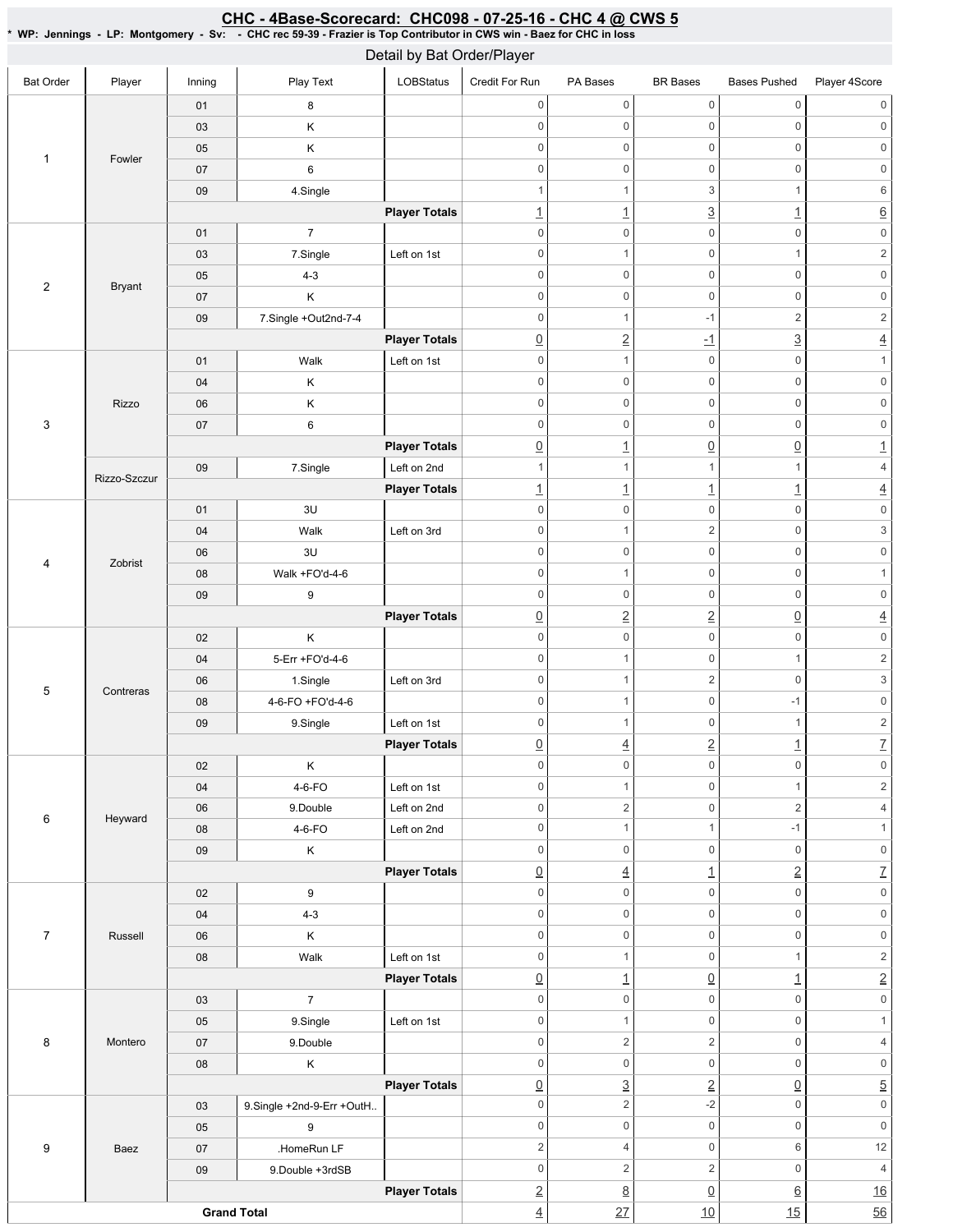## CHC - 4Base-Scorecard: CHC098 - 07-25-16 - CHC 4 @ CWS 5

**\* WP: Jennings - LP: Montgomery - Sv: - CHC rec 59-39 - Frazier is Top Contributor in CWS win - Baez for CHC in loss**

### Detail by Bat Order/Player

| Bat Order | Player | Inning | Play Text | LOBStatus | Credit For Run | PA Bases | BR Bases | Bases Pushed | Player 4Score |
|---|---|---|---|---|---|---|---|---|---|
| 1 | Fowler | 01 | 8 | | 0 | 0 | 0 | 0 | 0 |
| | | 03 | K | | 0 | 0 | 0 | 0 | 0 |
| | | 05 | K | | 0 | 0 | 0 | 0 | 0 |
| | | 07 | 6 | | 0 | 0 | 0 | 0 | 0 |
| | | 09 | 4.Single | | 1 | 1 | 3 | 1 | 6 |
| | | | | **Player Totals** | 1 | 1 | 3 | 1 | 6 |
| 2 | Bryant | 01 | 7 | | 0 | 0 | 0 | 0 | 0 |
| | | 03 | 7.Single | Left on 1st | 0 | 1 | 0 | 1 | 2 |
| | | 05 | 4-3 | | 0 | 0 | 0 | 0 | 0 |
| | | 07 | K | | 0 | 0 | 0 | 0 | 0 |
| | | 09 | 7.Single +Out2nd-7-4 | | 0 | 1 | -1 | 2 | 2 |
| | | | | **Player Totals** | 0 | 2 | -1 | 3 | 4 |
| 3 | Rizzo | 01 | Walk | Left on 1st | 0 | 1 | 0 | 0 | 1 |
| | | 04 | K | | 0 | 0 | 0 | 0 | 0 |
| | | 06 | K | | 0 | 0 | 0 | 0 | 0 |
| | | 07 | 6 | | 0 | 0 | 0 | 0 | 0 |
| | | | | **Player Totals** | 0 | 1 | 0 | 0 | 1 |
| | Rizzo-Szczur | 09 | 7.Single | Left on 2nd | 1 | 1 | 1 | 1 | 4 |
| | | | | **Player Totals** | 1 | 1 | 1 | 1 | 4 |
| 4 | Zobrist | 01 | 3U | | 0 | 0 | 0 | 0 | 0 |
| | | 04 | Walk | Left on 3rd | 0 | 1 | 2 | 0 | 3 |
| | | 06 | 3U | | 0 | 0 | 0 | 0 | 0 |
| | | 08 | Walk +FO'd-4-6 | | 0 | 1 | 0 | 0 | 1 |
| | | 09 | 9 | | 0 | 0 | 0 | 0 | 0 |
| | | | | **Player Totals** | 0 | 2 | 2 | 0 | 4 |
| 5 | Contreras | 02 | K | | 0 | 0 | 0 | 0 | 0 |
| | | 04 | 5-Err +FO'd-4-6 | | 0 | 1 | 0 | 1 | 2 |
| | | 06 | 1.Single | Left on 3rd | 0 | 1 | 2 | 0 | 3 |
| | | 08 | 4-6-FO +FO'd-4-6 | | 0 | 1 | 0 | -1 | 0 |
| | | 09 | 9.Single | Left on 1st | 0 | 1 | 0 | 1 | 2 |
| | | | | **Player Totals** | 0 | 4 | 2 | 1 | 7 |
| 6 | Heyward | 02 | K | | 0 | 0 | 0 | 0 | 0 |
| | | 04 | 4-6-FO | Left on 1st | 0 | 1 | 0 | 1 | 2 |
| | | 06 | 9.Double | Left on 2nd | 0 | 2 | 0 | 2 | 4 |
| | | 08 | 4-6-FO | Left on 2nd | 0 | 1 | 1 | -1 | 1 |
| | | 09 | K | | 0 | 0 | 0 | 0 | 0 |
| | | | | **Player Totals** | 0 | 4 | 1 | 2 | 7 |
| 7 | Russell | 02 | 9 | | 0 | 0 | 0 | 0 | 0 |
| | | 04 | 4-3 | | 0 | 0 | 0 | 0 | 0 |
| | | 06 | K | | 0 | 0 | 0 | 0 | 0 |
| | | 08 | Walk | Left on 1st | 0 | 1 | 0 | 1 | 2 |
| | | | | **Player Totals** | 0 | 1 | 0 | 1 | 2 |
| 8 | Montero | 03 | 7 | | 0 | 0 | 0 | 0 | 0 |
| | | 05 | 9.Single | Left on 1st | 0 | 1 | 0 | 0 | 1 |
| | | 07 | 9.Double | | 0 | 2 | 2 | 0 | 4 |
| | | 08 | K | | 0 | 0 | 0 | 0 | 0 |
| | | | | **Player Totals** | 0 | 3 | 2 | 0 | 5 |
| 9 | Baez | 03 | 9.Single +2nd-9-Err +OutH.. | | 0 | 2 | -2 | 0 | 0 |
| | | 05 | 9 | | 0 | 0 | 0 | 0 | 0 |
| | | 07 | .HomeRun LF | | 2 | 4 | 0 | 6 | 12 |
| | | 09 | 9.Double +3rdSB | | 0 | 2 | 2 | 0 | 4 |
| | | | | **Player Totals** | 2 | 8 | 0 | 6 | 16 |
| **Grand Total** | | | | | 4 | 27 | 10 | 15 | 56 |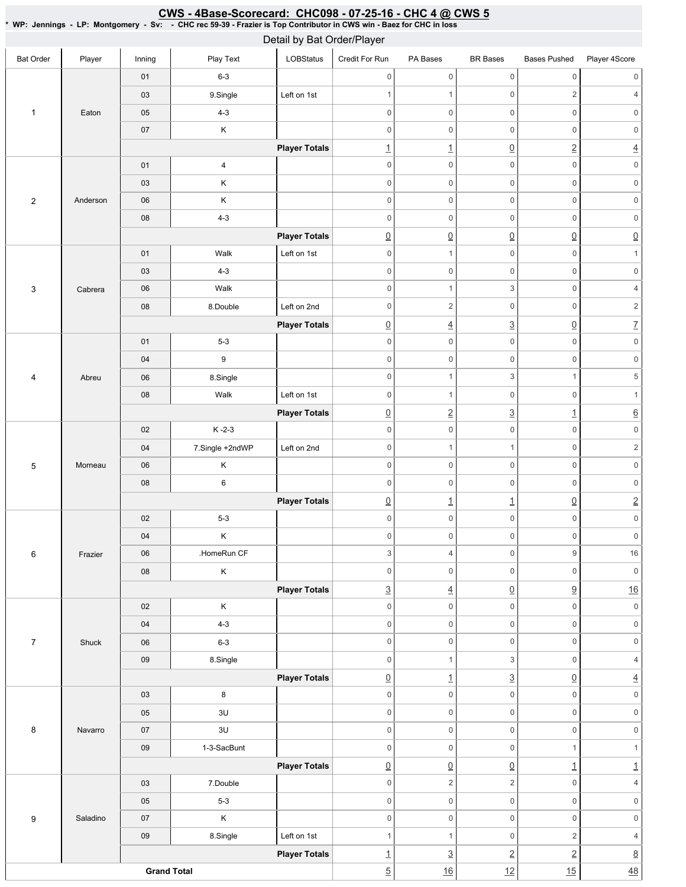## CWS - 4Base-Scorecard: CHC098 - 07-25-16 - CHC 4 @ CWS 5

* WP: Jennings - LP: Montgomery - Sv: - CHC rec 59-39 - Frazier is Top Contributor in CWS win - Baez for CHC in loss

### Detail by Bat Order/Player

| Bat Order | Player | Inning | Play Text | LOBStatus | Credit For Run | PA Bases | BR Bases | Bases Pushed | Player 4Score |
|---|---|---|---|---|---|---|---|---|---|
| 1 | Eaton | 01 | 6-3 | | 0 | 0 | 0 | 0 | 0 |
| | | 03 | 9.Single | Left on 1st | 1 | 1 | 0 | 2 | 4 |
| | | 05 | 4-3 | | 0 | 0 | 0 | 0 | 0 |
| | | 07 | K | | 0 | 0 | 0 | 0 | 0 |
| | | | | **Player Totals** | 1 | 1 | 0 | 2 | 4 |
| 2 | Anderson | 01 | 4 | | 0 | 0 | 0 | 0 | 0 |
| | | 03 | K | | 0 | 0 | 0 | 0 | 0 |
| | | 06 | K | | 0 | 0 | 0 | 0 | 0 |
| | | 08 | 4-3 | | 0 | 0 | 0 | 0 | 0 |
| | | | | **Player Totals** | 0 | 0 | 0 | 0 | 0 |
| 3 | Cabrera | 01 | Walk | Left on 1st | 0 | 1 | 0 | 0 | 1 |
| | | 03 | 4-3 | | 0 | 0 | 0 | 0 | 0 |
| | | 06 | Walk | | 0 | 1 | 3 | 0 | 4 |
| | | 08 | 8.Double | Left on 2nd | 0 | 2 | 0 | 0 | 2 |
| | | | | **Player Totals** | 0 | 4 | 3 | 0 | 7 |
| 4 | Abreu | 01 | 5-3 | | 0 | 0 | 0 | 0 | 0 |
| | | 04 | 9 | | 0 | 0 | 0 | 0 | 0 |
| | | 06 | 8.Single | | 0 | 1 | 3 | 1 | 5 |
| | | 08 | Walk | Left on 1st | 0 | 1 | 0 | 0 | 1 |
| | | | | **Player Totals** | 0 | 2 | 3 | 1 | 6 |
| 5 | Morneau | 02 | K -2-3 | | 0 | 0 | 0 | 0 | 0 |
| | | 04 | 7.Single +2ndWP | Left on 2nd | 0 | 1 | 1 | 0 | 2 |
| | | 06 | K | | 0 | 0 | 0 | 0 | 0 |
| | | 08 | 6 | | 0 | 0 | 0 | 0 | 0 |
| | | | | **Player Totals** | 0 | 1 | 1 | 0 | 2 |
| 6 | Frazier | 02 | 5-3 | | 0 | 0 | 0 | 0 | 0 |
| | | 04 | K | | 0 | 0 | 0 | 0 | 0 |
| | | 06 | .HomeRun CF | | 3 | 4 | 0 | 9 | 16 |
| | | 08 | K | | 0 | 0 | 0 | 0 | 0 |
| | | | | **Player Totals** | 3 | 4 | 0 | 9 | 16 |
| 7 | Shuck | 02 | K | | 0 | 0 | 0 | 0 | 0 |
| | | 04 | 4-3 | | 0 | 0 | 0 | 0 | 0 |
| | | 06 | 6-3 | | 0 | 0 | 0 | 0 | 0 |
| | | 09 | 8.Single | | 0 | 1 | 3 | 0 | 4 |
| | | | | **Player Totals** | 0 | 1 | 3 | 0 | 4 |
| 8 | Navarro | 03 | 8 | | 0 | 0 | 0 | 0 | 0 |
| | | 05 | 3U | | 0 | 0 | 0 | 0 | 0 |
| | | 07 | 3U | | 0 | 0 | 0 | 0 | 0 |
| | | 09 | 1-3-SacBunt | | 0 | 0 | 0 | 1 | 1 |
| | | | | **Player Totals** | 0 | 0 | 0 | 1 | 1 |
| 9 | Saladino | 03 | 7.Double | | 0 | 2 | 2 | 0 | 4 |
| | | 05 | 5-3 | | 0 | 0 | 0 | 0 | 0 |
| | | 07 | K | | 0 | 0 | 0 | 0 | 0 |
| | | 09 | 8.Single | Left on 1st | 1 | 1 | 0 | 2 | 4 |
| | | | | **Player Totals** | 1 | 3 | 2 | 2 | 8 |
| **Grand Total** | | | | | 5 | 16 | 12 | 15 | 48 |